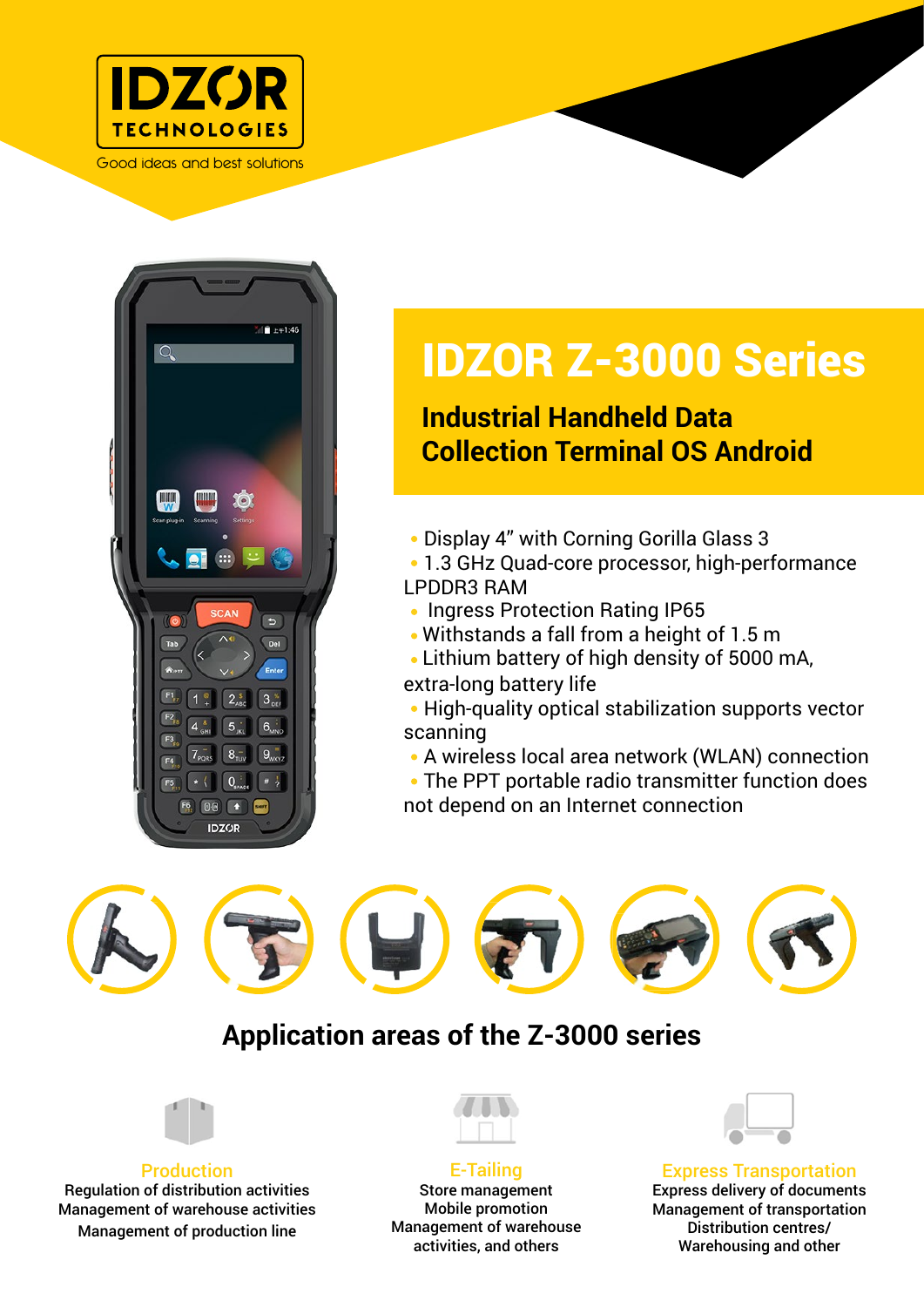IDZOR TECHNOLOGIES

Good ideas and best solutions

# IDZOR Z-3000 Series

## Industrial Handheld Data Collection Terminal OS Android

- Display 4" with Corning Gorilla Glass 3
- 1.3 GHz Quad-core processor, high-performance LPDDR3 RAM
- Ingress Protection Rating IP65
- Withstands a fall from a height of 1.5 m
- Lithium battery of high density of 5000 mA, extra-long battery life
- High-quality optical stabilization supports vector scanning
- A wireless local area network (WLAN) connection
- The PPT portable radio transmitter function does not depend on an Internet connection

## Application areas of the Z-3000 series

**Production**

Regulation of distribution activities
Management of warehouse activities
Management of production line

**E-Tailing**

Store management
Mobile promotion
Management of warehouse activities, and others

**Express Transportation**

Express delivery of documents
Management of transportation
Distribution centres/ Warehousing and other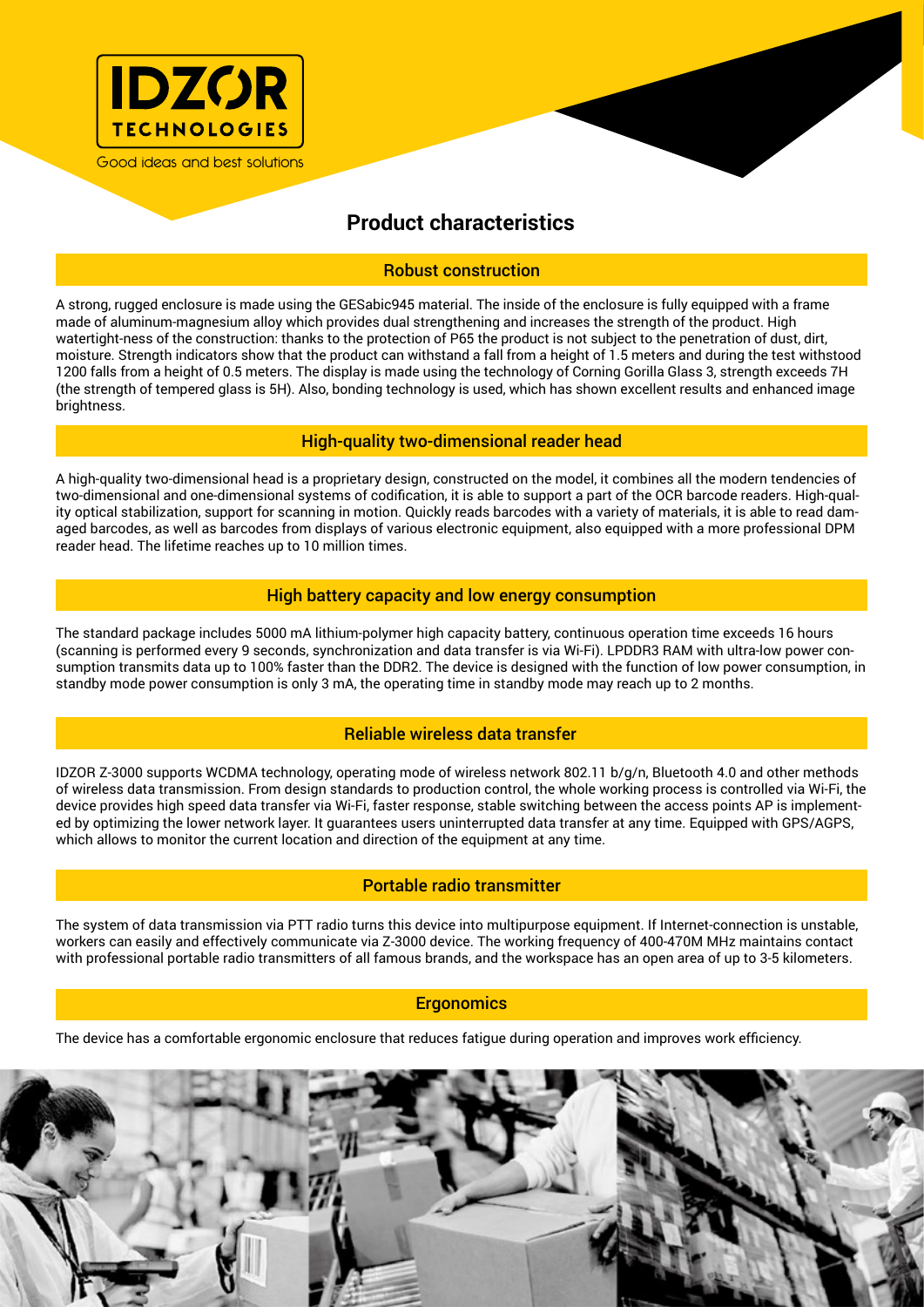IDZOR TECHNOLOGIES

Good ideas and best solutions

# Product characteristics

## Robust construction

A strong, rugged enclosure is made using the GESabic945 material. The inside of the enclosure is fully equipped with a frame made of aluminum-magnesium alloy which provides dual strengthening and increases the strength of the product. High watertight-ness of the construction: thanks to the protection of P65 the product is not subject to the penetration of dust, dirt, moisture. Strength indicators show that the product can withstand a fall from a height of 1.5 meters and during the test withstood 1200 falls from a height of 0.5 meters. The display is made using the technology of Corning Gorilla Glass 3, strength exceeds 7H (the strength of tempered glass is 5H). Also, bonding technology is used, which has shown excellent results and enhanced image brightness.

## High-quality two-dimensional reader head

A high-quality two-dimensional head is a proprietary design, constructed on the model, it combines all the modern tendencies of two-dimensional and one-dimensional systems of codification, it is able to support a part of the OCR barcode readers. High-quality optical stabilization, support for scanning in motion. Quickly reads barcodes with a variety of materials, it is able to read damaged barcodes, as well as barcodes from displays of various electronic equipment, also equipped with a more professional DPM reader head. The lifetime reaches up to 10 million times.

## High battery capacity and low energy consumption

The standard package includes 5000 mA lithium-polymer high capacity battery, continuous operation time exceeds 16 hours (scanning is performed every 9 seconds, synchronization and data transfer is via Wi-Fi). LPDDR3 RAM with ultra-low power consumption transmits data up to 100% faster than the DDR2. The device is designed with the function of low power consumption, in standby mode power consumption is only 3 mA, the operating time in standby mode may reach up to 2 months.

## Reliable wireless data transfer

IDZOR Z-3000 supports WCDMA technology, operating mode of wireless network 802.11 b/g/n, Bluetooth 4.0 and other methods of wireless data transmission. From design standards to production control, the whole working process is controlled via Wi-Fi, the device provides high speed data transfer via Wi-Fi, faster response, stable switching between the access points AP is implemented by optimizing the lower network layer. It guarantees users uninterrupted data transfer at any time. Equipped with GPS/AGPS, which allows to monitor the current location and direction of the equipment at any time.

## Portable radio transmitter

The system of data transmission via PTT radio turns this device into multipurpose equipment. If Internet-connection is unstable, workers can easily and effectively communicate via Z-3000 device. The working frequency of 400-470M MHz maintains contact with professional portable radio transmitters of all famous brands, and the workspace has an open area of up to 3-5 kilometers.

## Ergonomics

The device has a comfortable ergonomic enclosure that reduces fatigue during operation and improves work efficiency.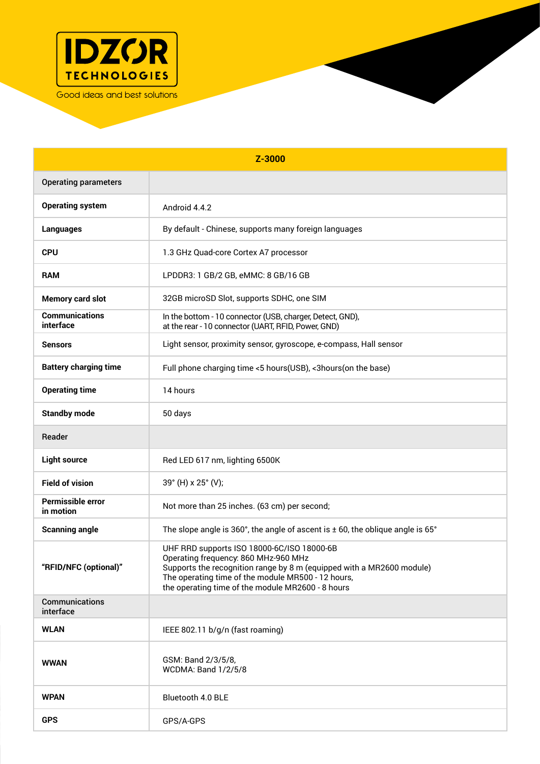**IDZOR TECHNOLOGIES**

Good ideas and best solutions

| Z-3000 | |
|---|---|
| Operating parameters | |
| **Operating system** | Android 4.4.2 |
| **Languages** | By default - Chinese, supports many foreign languages |
| **CPU** | 1.3 GHz Quad-core Cortex A7 processor |
| **RAM** | LPDDR3: 1 GB/2 GB, eMMC: 8 GB/16 GB |
| **Memory card slot** | 32GB microSD Slot, supports SDHC, one SIM |
| **Communications interface** | In the bottom - 10 connector (USB, charger, Detect, GND),<br>at the rear - 10 connector (UART, RFID, Power, GND) |
| **Sensors** | Light sensor, proximity sensor, gyroscope, e-compass, Hall sensor |
| **Battery charging time** | Full phone charging time <5 hours(USB), <3hours(on the base) |
| **Operating time** | 14 hours |
| **Standby mode** | 50 days |
| Reader | |
| **Light source** | Red LED 617 nm, lighting 6500K |
| **Field of vision** | 39° (H) x 25° (V); |
| **Permissible error in motion** | Not more than 25 inches. (63 cm) per second; |
| **Scanning angle** | The slope angle is 360°, the angle of ascent is ± 60, the oblique angle is 65° |
| **"RFID/NFC (optional)"** | UHF RRD supports ISO 18000-6C/ISO 18000-6B<br>Operating frequency: 860 MHz-960 MHz<br>Supports the recognition range by 8 m (equipped with a MR2600 module)<br>The operating time of the module MR500 - 12 hours,<br>the operating time of the module MR2600 - 8 hours |
| Communications interface | |
| **WLAN** | IEEE 802.11 b/g/n (fast roaming) |
| **WWAN** | GSM: Band 2/3/5/8,<br>WCDMA: Band 1/2/5/8 |
| **WPAN** | Bluetooth 4.0 BLE |
| **GPS** | GPS/A-GPS |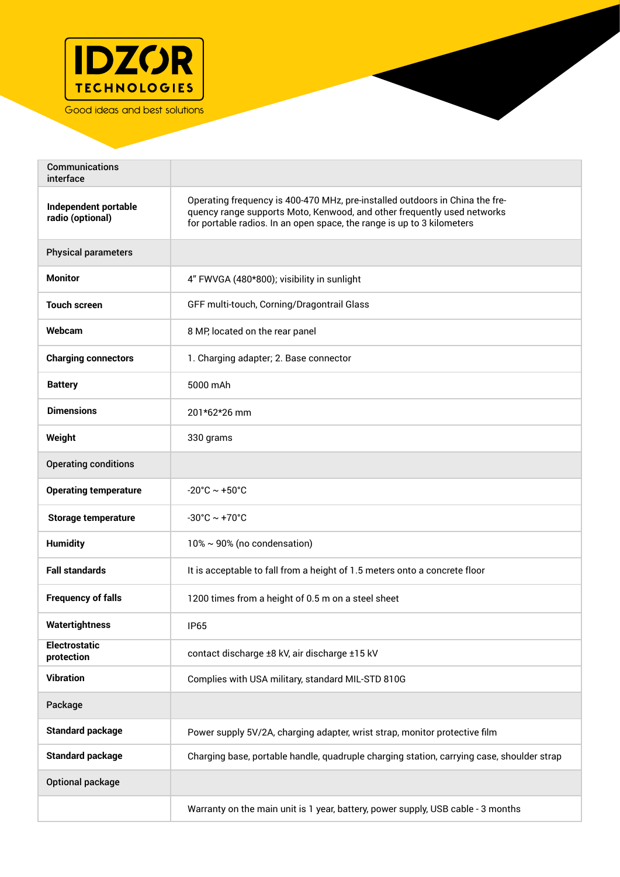IDZOR TECHNOLOGIES

Good ideas and best solutions

| | |
|---|---|
| Communications interface | |
| **Independent portable radio (optional)** | Operating frequency is 400-470 MHz, pre-installed outdoors in China the frequency range supports Moto, Kenwood, and other frequently used networks for portable radios. In an open space, the range is up to 3 kilometers |
| Physical parameters | |
| **Monitor** | 4" FWVGA (480*800); visibility in sunlight |
| **Touch screen** | GFF multi-touch, Corning/Dragontrail Glass |
| **Webcam** | 8 MP, located on the rear panel |
| **Charging connectors** | 1. Charging adapter; 2. Base connector |
| **Battery** | 5000 mAh |
| **Dimensions** | 201*62*26 mm |
| **Weight** | 330 grams |
| Operating conditions | |
| **Operating temperature** | -20°C ~ +50°C |
| **Storage temperature** | -30°C ~ +70°C |
| **Humidity** | 10% ~ 90% (no condensation) |
| **Fall standards** | It is acceptable to fall from a height of 1.5 meters onto a concrete floor |
| **Frequency of falls** | 1200 times from a height of 0.5 m on a steel sheet |
| **Watertightness** | IP65 |
| **Electrostatic protection** | contact discharge ±8 kV, air discharge ±15 kV |
| **Vibration** | Complies with USA military, standard MIL-STD 810G |
| Package | |
| **Standard package** | Power supply 5V/2A, charging adapter, wrist strap, monitor protective film |
| **Standard package** | Charging base, portable handle, quadruple charging station, carrying case, shoulder strap |
| Optional package | |
| | Warranty on the main unit is 1 year, battery, power supply, USB cable - 3 months |